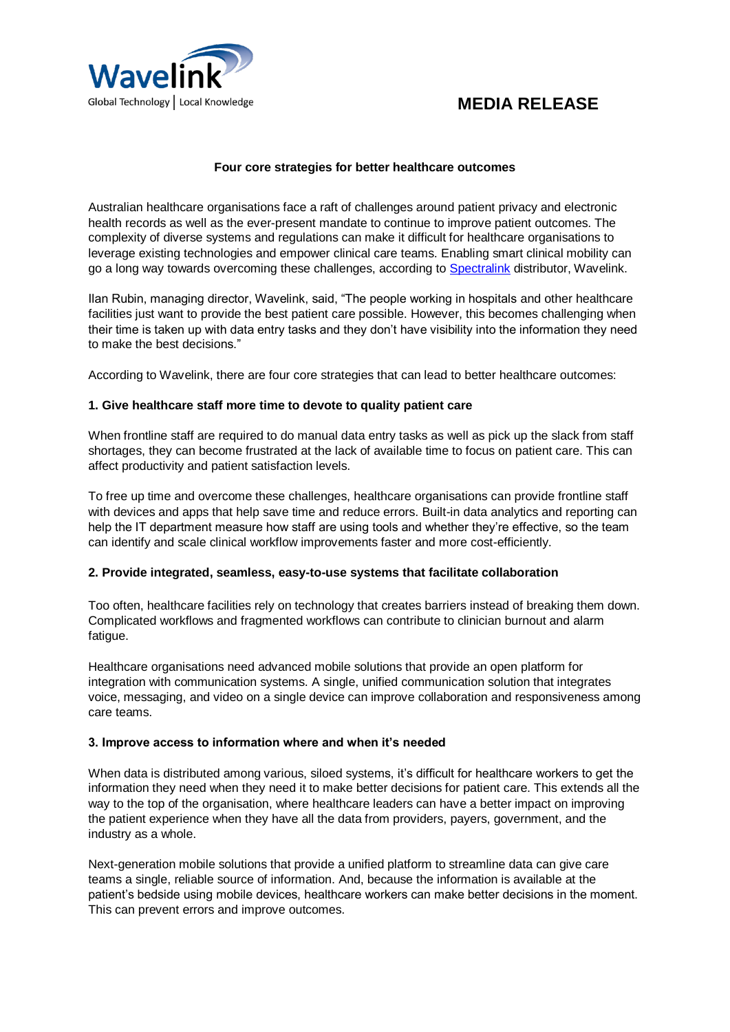Wavelink

Global Technology | Local Knowledge

**MEDIA RELEASE**

**Four core strategies for better healthcare outcomes**

Australian healthcare organisations face a raft of challenges around patient privacy and electronic health records as well as the ever-present mandate to continue to improve patient outcomes. The complexity of diverse systems and regulations can make it difficult for healthcare organisations to leverage existing technologies and empower clinical care teams. Enabling smart clinical mobility can go a long way towards overcoming these challenges, according to Spectralink distributor, Wavelink.

Ilan Rubin, managing director, Wavelink, said, "The people working in hospitals and other healthcare facilities just want to provide the best patient care possible. However, this becomes challenging when their time is taken up with data entry tasks and they don't have visibility into the information they need to make the best decisions."

According to Wavelink, there are four core strategies that can lead to better healthcare outcomes:

**1. Give healthcare staff more time to devote to quality patient care**

When frontline staff are required to do manual data entry tasks as well as pick up the slack from staff shortages, they can become frustrated at the lack of available time to focus on patient care. This can affect productivity and patient satisfaction levels.

To free up time and overcome these challenges, healthcare organisations can provide frontline staff with devices and apps that help save time and reduce errors. Built-in data analytics and reporting can help the IT department measure how staff are using tools and whether they're effective, so the team can identify and scale clinical workflow improvements faster and more cost-efficiently.

**2. Provide integrated, seamless, easy-to-use systems that facilitate collaboration**

Too often, healthcare facilities rely on technology that creates barriers instead of breaking them down. Complicated workflows and fragmented workflows can contribute to clinician burnout and alarm fatigue.

Healthcare organisations need advanced mobile solutions that provide an open platform for integration with communication systems. A single, unified communication solution that integrates voice, messaging, and video on a single device can improve collaboration and responsiveness among care teams.

**3. Improve access to information where and when it's needed**

When data is distributed among various, siloed systems, it's difficult for healthcare workers to get the information they need when they need it to make better decisions for patient care. This extends all the way to the top of the organisation, where healthcare leaders can have a better impact on improving the patient experience when they have all the data from providers, payers, government, and the industry as a whole.

Next-generation mobile solutions that provide a unified platform to streamline data can give care teams a single, reliable source of information. And, because the information is available at the patient's bedside using mobile devices, healthcare workers can make better decisions in the moment. This can prevent errors and improve outcomes.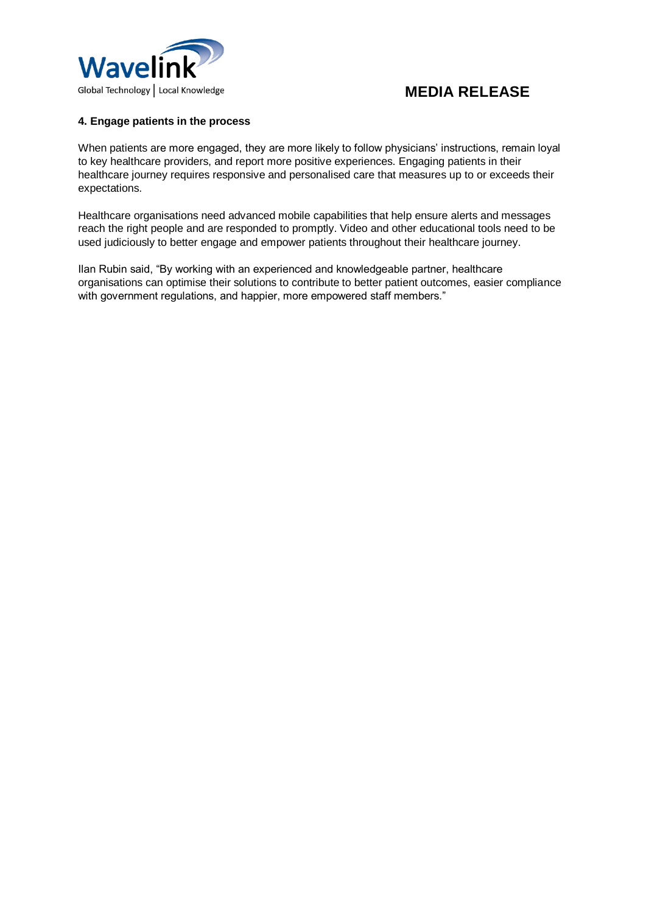**4. Engage patients in the process**

When patients are more engaged, they are more likely to follow physicians' instructions, remain loyal to key healthcare providers, and report more positive experiences. Engaging patients in their healthcare journey requires responsive and personalised care that measures up to or exceeds their expectations.

Healthcare organisations need advanced mobile capabilities that help ensure alerts and messages reach the right people and are responded to promptly. Video and other educational tools need to be used judiciously to better engage and empower patients throughout their healthcare journey.

Ilan Rubin said, "By working with an experienced and knowledgeable partner, healthcare organisations can optimise their solutions to contribute to better patient outcomes, easier compliance with government regulations, and happier, more empowered staff members."